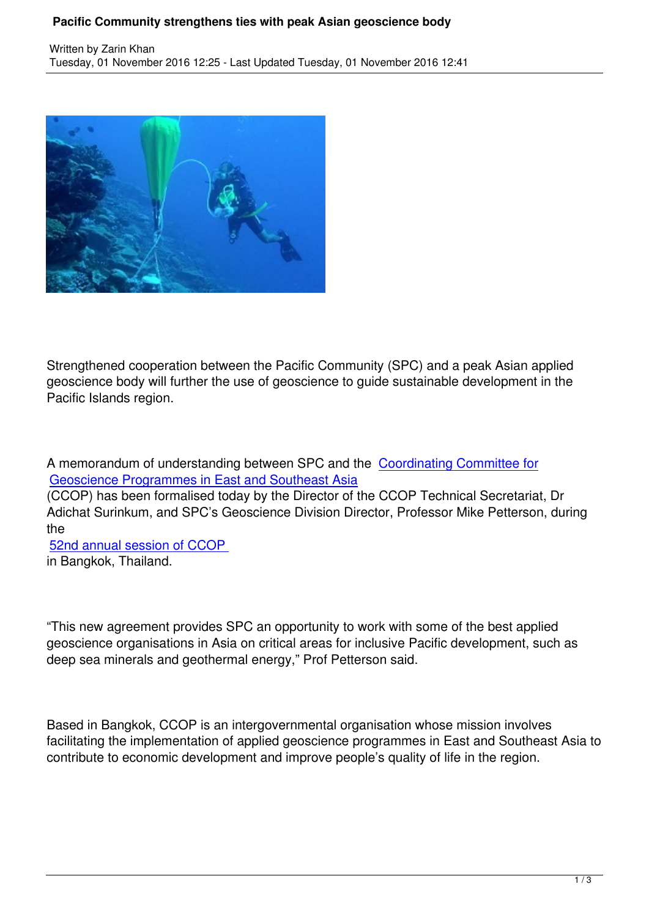# Pacific Community strengthens ties with peak Asian geoscience body

Written by Zarin Khan
Tuesday, 01 November 2016 12:25 - Last Updated Tuesday, 01 November 2016 12:41

Strengthened cooperation between the Pacific Community (SPC) and a peak Asian applied geoscience body will further the use of geoscience to guide sustainable development in the Pacific Islands region.

A memorandum of understanding between SPC and the Coordinating Committee for Geoscience Programmes in East and Southeast Asia (CCOP) has been formalised today by the Director of the CCOP Technical Secretariat, Dr Adichat Surinkum, and SPC's Geoscience Division Director, Professor Mike Petterson, during the 52nd annual session of CCOP in Bangkok, Thailand.

"This new agreement provides SPC an opportunity to work with some of the best applied geoscience organisations in Asia on critical areas for inclusive Pacific development, such as deep sea minerals and geothermal energy," Prof Petterson said.

Based in Bangkok, CCOP is an intergovernmental organisation whose mission involves facilitating the implementation of applied geoscience programmes in East and Southeast Asia to contribute to economic development and improve people's quality of life in the region.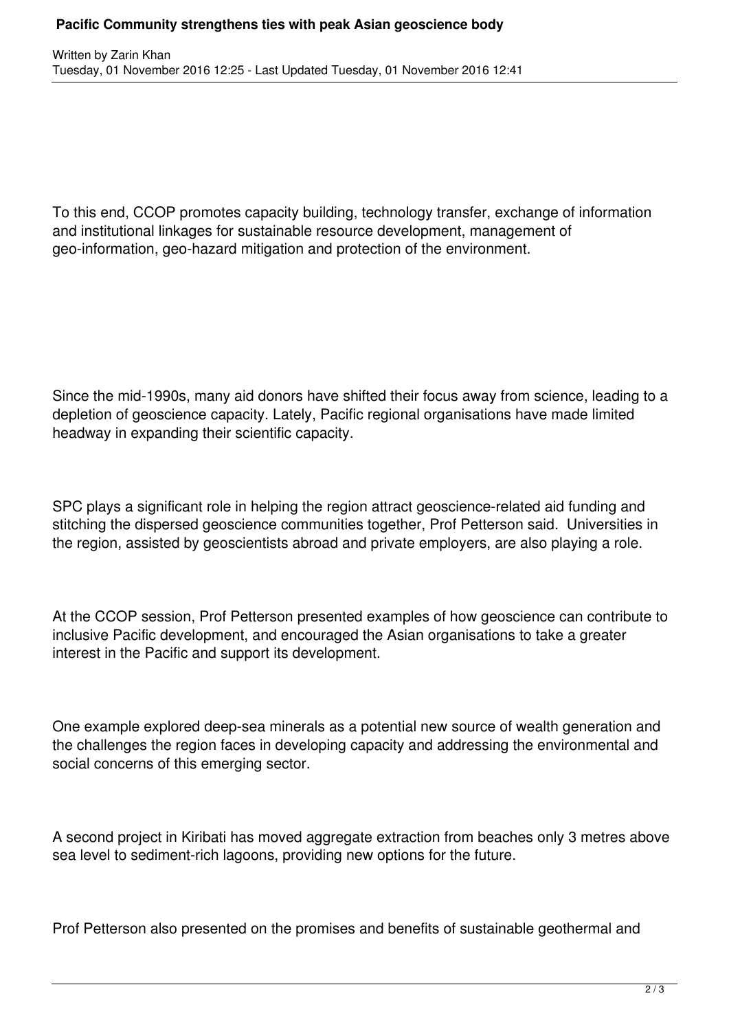To this end, CCOP promotes capacity building, technology transfer, exchange of information and institutional linkages for sustainable resource development, management of geo-information, geo-hazard mitigation and protection of the environment.

Since the mid-1990s, many aid donors have shifted their focus away from science, leading to a depletion of geoscience capacity. Lately, Pacific regional organisations have made limited headway in expanding their scientific capacity.

SPC plays a significant role in helping the region attract geoscience-related aid funding and stitching the dispersed geoscience communities together, Prof Petterson said. Universities in the region, assisted by geoscientists abroad and private employers, are also playing a role.

At the CCOP session, Prof Petterson presented examples of how geoscience can contribute to inclusive Pacific development, and encouraged the Asian organisations to take a greater interest in the Pacific and support its development.

One example explored deep-sea minerals as a potential new source of wealth generation and the challenges the region faces in developing capacity and addressing the environmental and social concerns of this emerging sector.

A second project in Kiribati has moved aggregate extraction from beaches only 3 metres above sea level to sediment-rich lagoons, providing new options for the future.

Prof Petterson also presented on the promises and benefits of sustainable geothermal and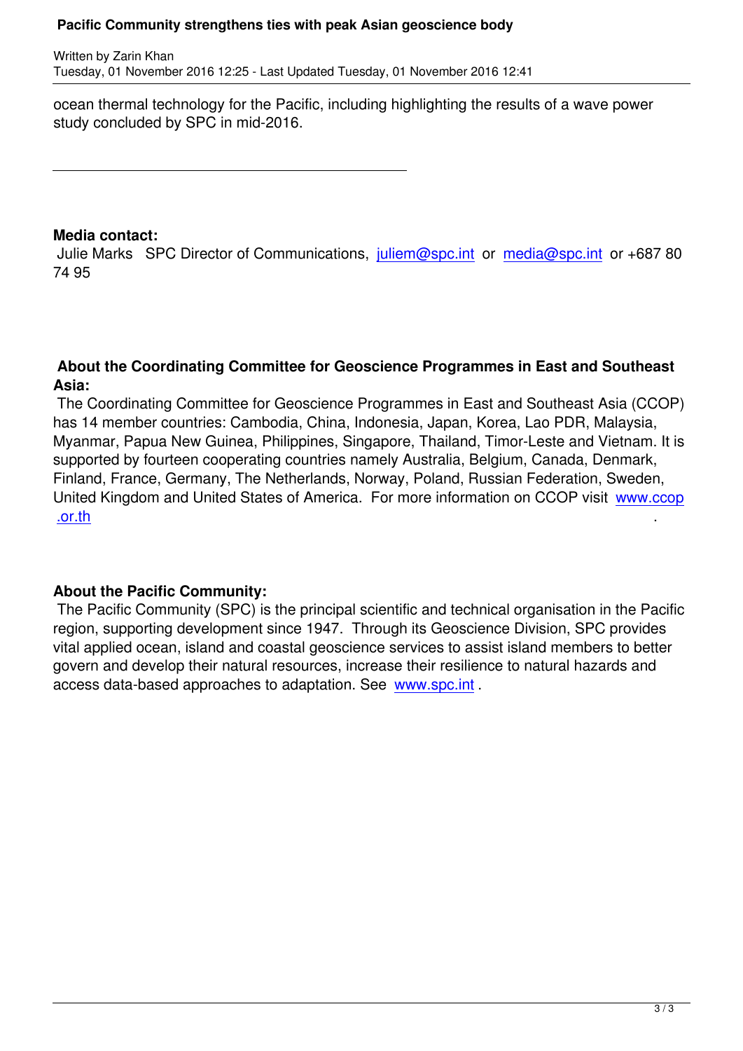ocean thermal technology for the Pacific, including highlighting the results of a wave power study concluded by SPC in mid-2016.

---

**Media contact:**
Julie Marks SPC Director of Communications, juliem@spc.int or media@spc.int or +687 80 74 95

**About the Coordinating Committee for Geoscience Programmes in East and Southeast Asia:**
The Coordinating Committee for Geoscience Programmes in East and Southeast Asia (CCOP) has 14 member countries: Cambodia, China, Indonesia, Japan, Korea, Lao PDR, Malaysia, Myanmar, Papua New Guinea, Philippines, Singapore, Thailand, Timor-Leste and Vietnam. It is supported by fourteen cooperating countries namely Australia, Belgium, Canada, Denmark, Finland, France, Germany, The Netherlands, Norway, Poland, Russian Federation, Sweden, United Kingdom and United States of America. For more information on CCOP visit www.ccop.or.th.

**About the Pacific Community:**
The Pacific Community (SPC) is the principal scientific and technical organisation in the Pacific region, supporting development since 1947. Through its Geoscience Division, SPC provides vital applied ocean, island and coastal geoscience services to assist island members to better govern and develop their natural resources, increase their resilience to natural hazards and access data-based approaches to adaptation. See www.spc.int .